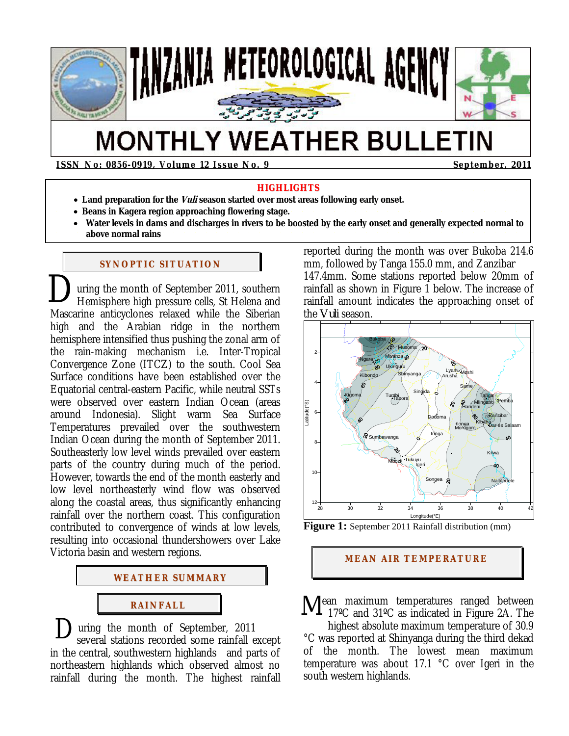# TANZANIA METEOROLOGICAL AGENCY

# MONTHLY WEATHER BULLETIN

**ISSN No: 0856-0919, Volume 12 Issue No. 9** **September, 2011**

## HIGHLIGHTS

- **Land preparation for the *Vuli* season started over most areas following early onset.**
- **Beans in Kagera region approaching flowering stage.**
- **Water levels in dams and discharges in rivers to be boosted by the early onset and generally expected normal to above normal rains**

## SYNOPTIC SITUATION

During the month of September 2011, southern Hemisphere high pressure cells, St Helena and Mascarine anticyclones relaxed while the Siberian high and the Arabian ridge in the northern hemisphere intensified thus pushing the zonal arm of the rain-making mechanism i.e. Inter-Tropical Convergence Zone (ITCZ) to the south. Cool Sea Surface conditions have been established over the Equatorial central-eastern Pacific, while neutral SSTs were observed over eastern Indian Ocean (areas around Indonesia). Slight warm Sea Surface Temperatures prevailed over the southwestern Indian Ocean during the month of September 2011. Southeasterly low level winds prevailed over eastern parts of the country during much of the period. However, towards the end of the month easterly and low level northeasterly wind flow was observed along the coastal areas, thus significantly enhancing rainfall over the northern coast. This configuration contributed to convergence of winds at low levels, resulting into occasional thundershowers over Lake Victoria basin and western regions.

## WEATHER SUMMARY

### RAINFALL

During the month of September, 2011 several stations recorded some rainfall except in the central, southwestern highlands and parts of northeastern highlands which observed almost no rainfall during the month. The highest rainfall reported during the month was over Bukoba 214.6 mm, followed by Tanga 155.0 mm, and Zanzibar 147.4mm. Some stations reported below 20mm of rainfall as shown in Figure 1 below. The increase of rainfall amount indicates the approaching onset of the Vuli season.

**Figure 1:** September 2011 Rainfall distribution (mm)

## MEAN AIR TEMPERATURE

Mean maximum temperatures ranged between 17ºC and 31ºC as indicated in Figure 2A. The highest absolute maximum temperature of 30.9 °C was reported at Shinyanga during the third dekad of the month. The lowest mean maximum temperature was about 17.1 °C over Igeri in the south western highlands.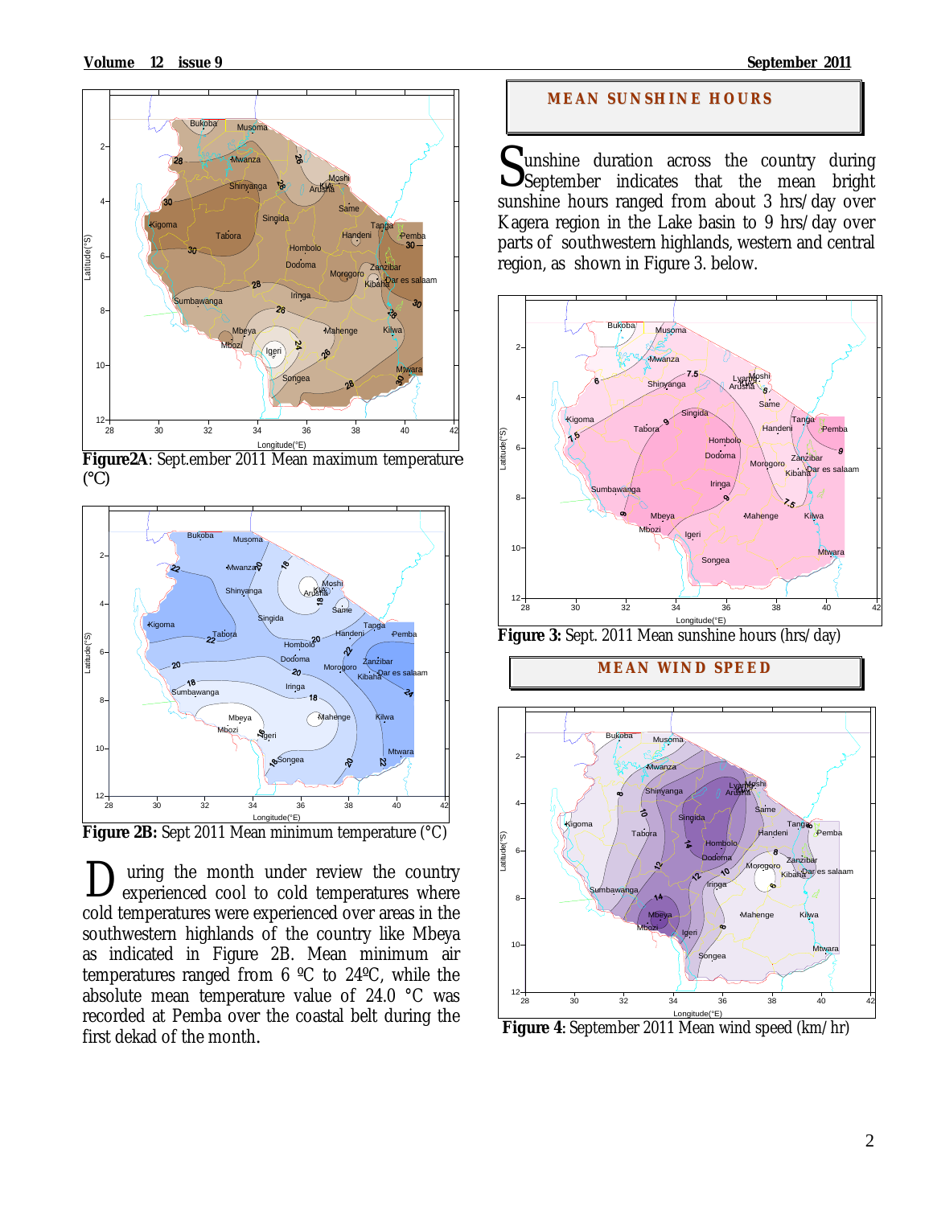**Figure2A**: Sept.ember 2011 Mean maximum temperature (°C)

**Figure 2B:** Sept 2011 Mean minimum temperature (°C)

During the month under review the country experienced cool to cold temperatures where cold temperatures were experienced over areas in the southwestern highlands of the country like Mbeya as indicated in Figure 2B. Mean minimum air temperatures ranged from 6 ºC to 24ºC, while the absolute mean temperature value of 24.0 °C was recorded at Pemba over the coastal belt during the first dekad of the month.

## MEAN SUNSHINE HOURS

Sunshine duration across the country during September indicates that the mean bright sunshine hours ranged from about 3 hrs/day over Kagera region in the Lake basin to 9 hrs/day over parts of southwestern highlands, western and central region, as shown in Figure 3. below.

**Figure 3:** Sept. 2011 Mean sunshine hours (hrs/ day)

## MEAN WIND SPEED

**Figure 4**: September 2011 Mean wind speed (km/ hr)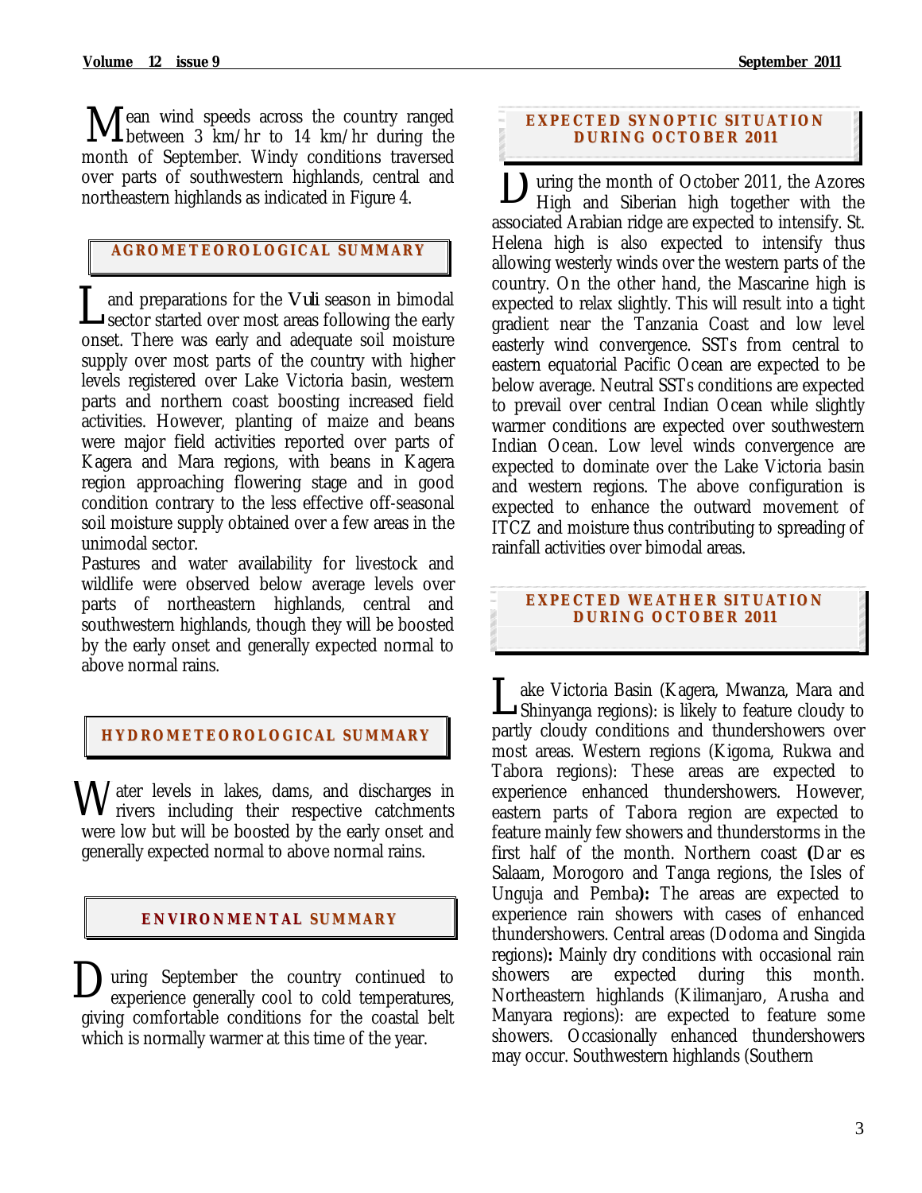Mean wind speeds across the country ranged between 3 km/hr to 14 km/hr during the month of September. Windy conditions traversed over parts of southwestern highlands, central and northeastern highlands as indicated in Figure 4.

## AGROMETEOROLOGICAL SUMMARY

Land preparations for the *Vuli* season in bimodal sector started over most areas following the early onset. There was early and adequate soil moisture supply over most parts of the country with higher levels registered over Lake Victoria basin, western parts and northern coast boosting increased field activities. However, planting of maize and beans were major field activities reported over parts of Kagera and Mara regions, with beans in Kagera region approaching flowering stage and in good condition contrary to the less effective off-seasonal soil moisture supply obtained over a few areas in the unimodal sector.

Pastures and water availability for livestock and wildlife were observed below average levels over parts of northeastern highlands, central and southwestern highlands, though they will be boosted by the early onset and generally expected normal to above normal rains.

## HYDROMETEOROLOGICAL SUMMARY

Water levels in lakes, dams, and discharges in rivers including their respective catchments were low but will be boosted by the early onset and generally expected normal to above normal rains.

## ENVIRONMENTAL SUMMARY

During September the country continued to experience generally cool to cold temperatures, giving comfortable conditions for the coastal belt which is normally warmer at this time of the year.

## EXPECTED SYNOPTIC SITUATION DURING OCTOBER 2011

During the month of October 2011, the Azores High and Siberian high together with the associated Arabian ridge are expected to intensify. St. Helena high is also expected to intensify thus allowing westerly winds over the western parts of the country. On the other hand, the Mascarine high is expected to relax slightly. This will result into a tight gradient near the Tanzania Coast and low level easterly wind convergence. SSTs from central to eastern equatorial Pacific Ocean are expected to be below average. Neutral SSTs conditions are expected to prevail over central Indian Ocean while slightly warmer conditions are expected over southwestern Indian Ocean. Low level winds convergence are expected to dominate over the Lake Victoria basin and western regions. The above configuration is expected to enhance the outward movement of ITCZ and moisture thus contributing to spreading of rainfall activities over bimodal areas.

## EXPECTED WEATHER SITUATION DURING OCTOBER 2011

Lake Victoria Basin (Kagera, Mwanza, Mara and Shinyanga regions): is likely to feature cloudy to partly cloudy conditions and thundershowers over most areas. Western regions (Kigoma, Rukwa and Tabora regions): These areas are expected to experience enhanced thundershowers. However, eastern parts of Tabora region are expected to feature mainly few showers and thunderstorms in the first half of the month. Northern coast **(**Dar es Salaam, Morogoro and Tanga regions, the Isles of Unguja and Pemba**):** The areas are expected to experience rain showers with cases of enhanced thundershowers. Central areas (Dodoma and Singida regions)**:** Mainly dry conditions with occasional rain showers are expected during this month. Northeastern highlands (Kilimanjaro, Arusha and Manyara regions): are expected to feature some showers. Occasionally enhanced thundershowers may occur. Southwestern highlands (Southern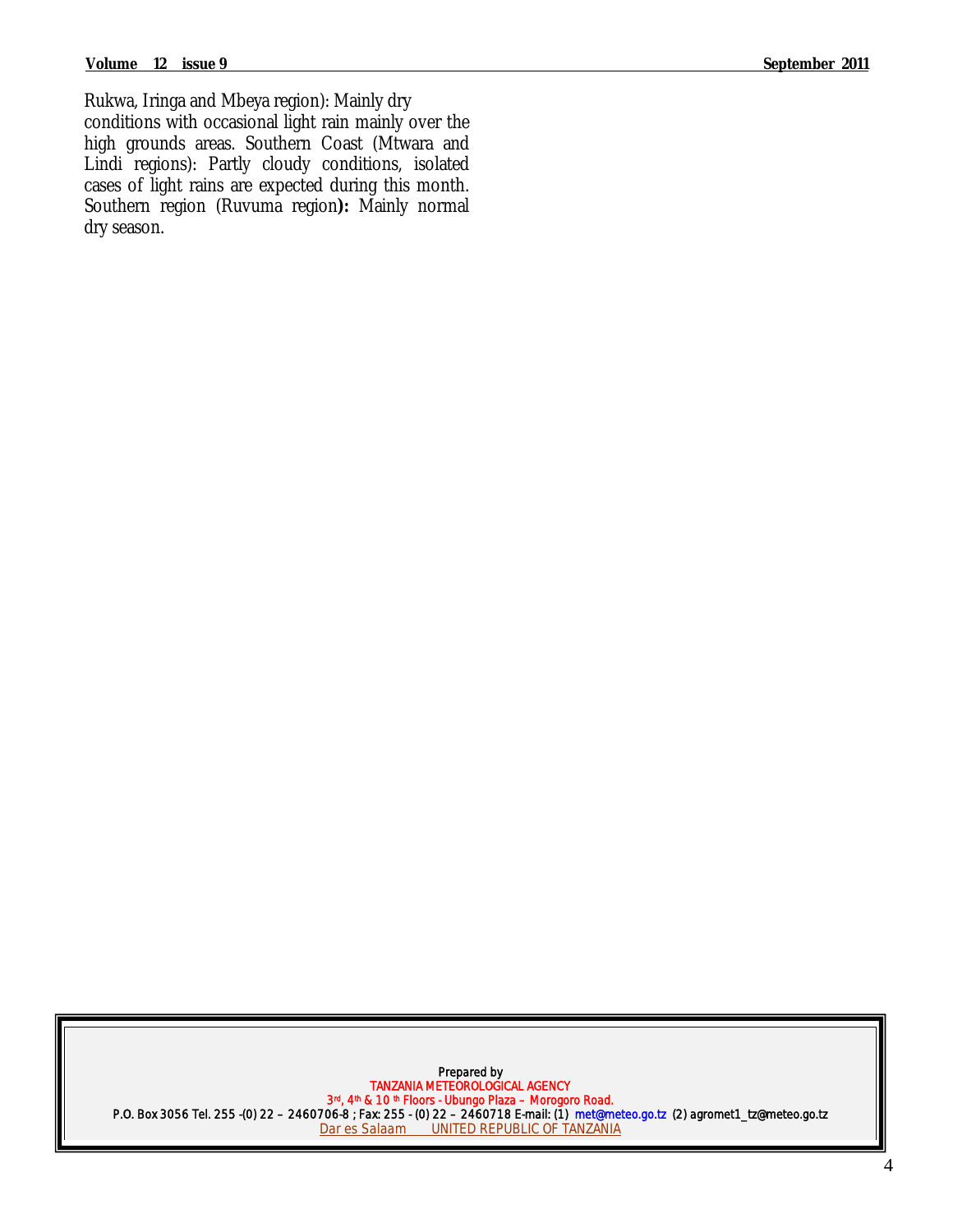Rukwa, Iringa and Mbeya region): Mainly dry conditions with occasional light rain mainly over the high grounds areas. Southern Coast (Mtwara and Lindi regions): Partly cloudy conditions, isolated cases of light rains are expected during this month. Southern region (Ruvuma region**):** Mainly normal dry season.

Prepared by
TANZANIA METEOROLOGICAL AGENCY
3rd, 4th & 10 th Floors - Ubungo Plaza – Morogoro Road.
P.O. Box 3056 Tel. 255 -(0) 22 – 2460706-8 ; Fax: 255 - (0) 22 – 2460718 E-mail: (1) met@meteo.go.tz (2) agromet1_tz@meteo.go.tz
Dar es Salaam UNITED REPUBLIC OF TANZANIA